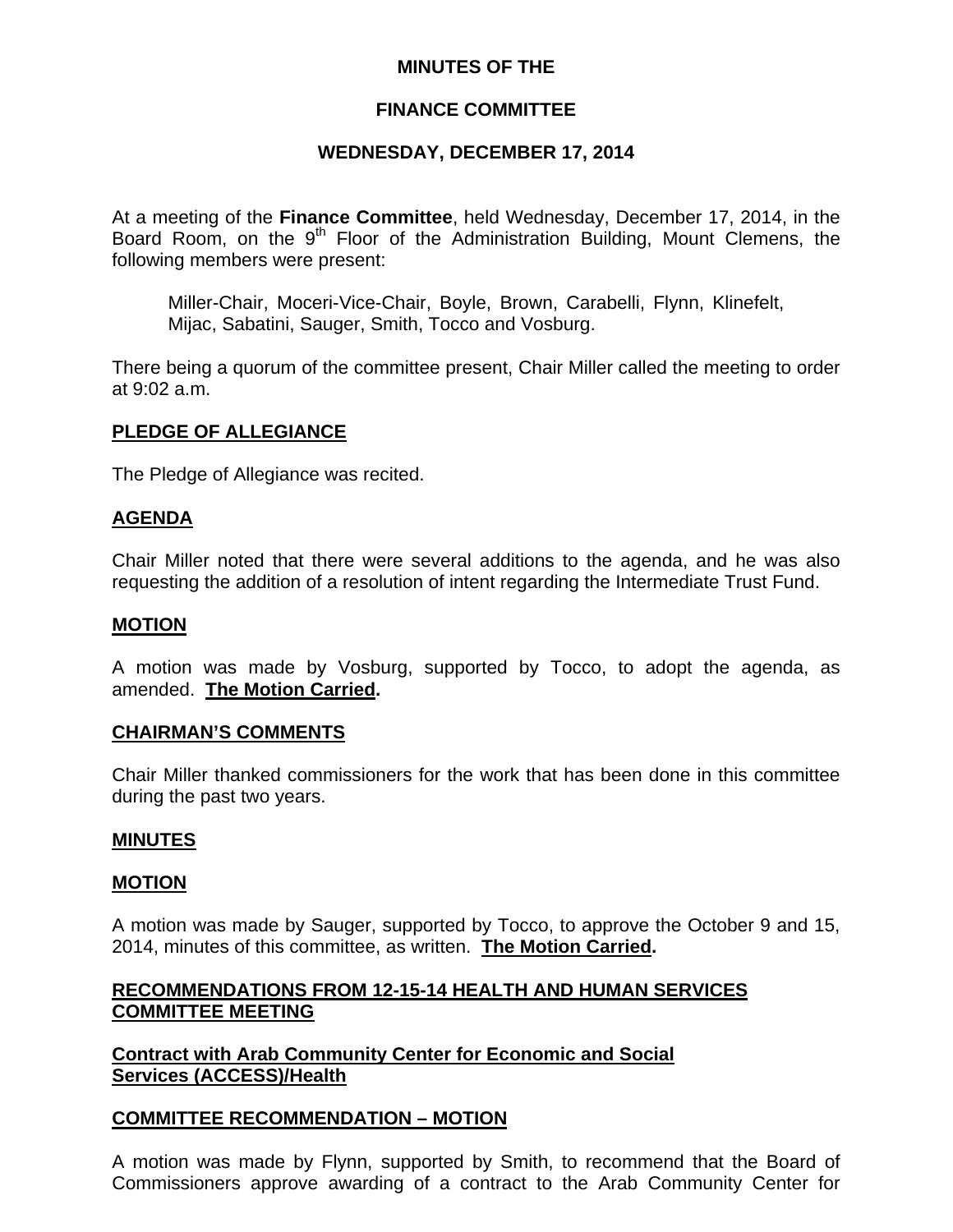# MINUTES OF THE

# FINANCE COMMITTEE

# WEDNESDAY, DECEMBER 17, 2014

At a meeting of the **Finance Committee**, held Wednesday, December 17, 2014, in the Board Room, on the 9th Floor of the Administration Building, Mount Clemens, the following members were present:

Miller-Chair, Moceri-Vice-Chair, Boyle, Brown, Carabelli, Flynn, Klinefelt, Mijac, Sabatini, Sauger, Smith, Tocco and Vosburg.

There being a quorum of the committee present, Chair Miller called the meeting to order at 9:02 a.m.

## PLEDGE OF ALLEGIANCE

The Pledge of Allegiance was recited.

## AGENDA

Chair Miller noted that there were several additions to the agenda, and he was also requesting the addition of a resolution of intent regarding the Intermediate Trust Fund.

## MOTION

A motion was made by Vosburg, supported by Tocco, to adopt the agenda, as amended. **The Motion Carried.**

## CHAIRMAN'S COMMENTS

Chair Miller thanked commissioners for the work that has been done in this committee during the past two years.

## MINUTES

## MOTION

A motion was made by Sauger, supported by Tocco, to approve the October 9 and 15, 2014, minutes of this committee, as written. **The Motion Carried.**

## RECOMMENDATIONS FROM 12-15-14 HEALTH AND HUMAN SERVICES COMMITTEE MEETING

### Contract with Arab Community Center for Economic and Social Services (ACCESS)/Health

## COMMITTEE RECOMMENDATION – MOTION

A motion was made by Flynn, supported by Smith, to recommend that the Board of Commissioners approve awarding of a contract to the Arab Community Center for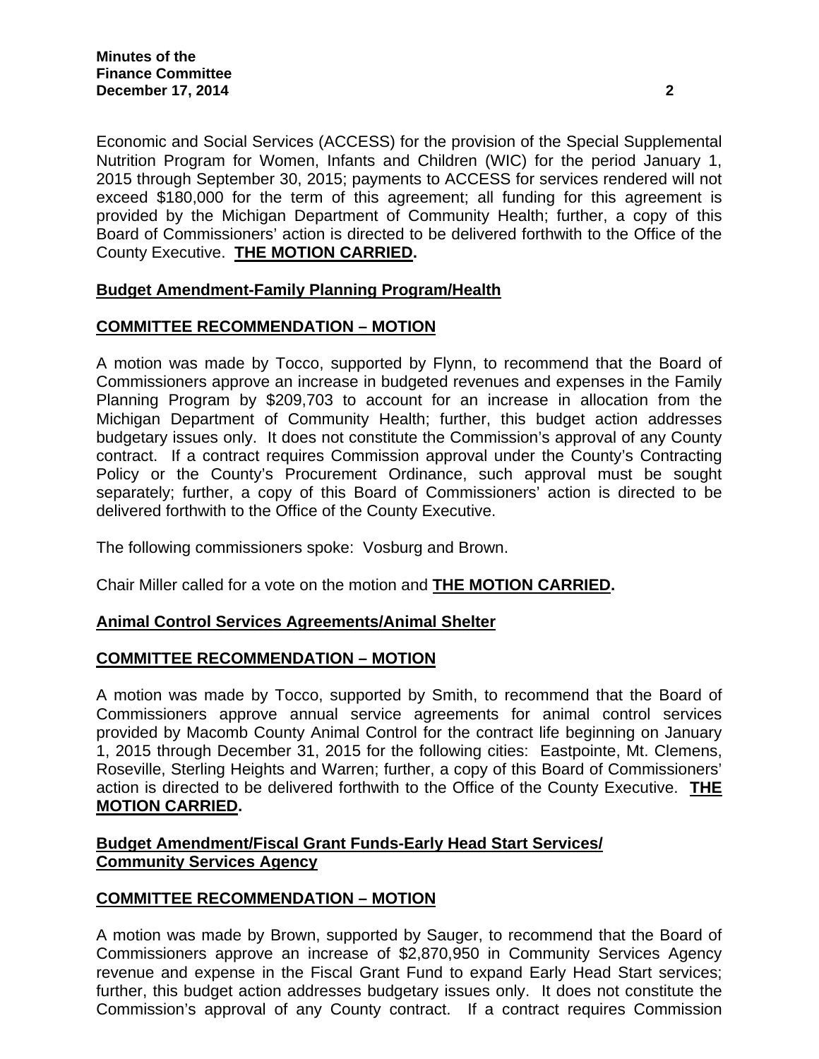Economic and Social Services (ACCESS) for the provision of the Special Supplemental Nutrition Program for Women, Infants and Children (WIC) for the period January 1, 2015 through September 30, 2015; payments to ACCESS for services rendered will not exceed $180,000 for the term of this agreement; all funding for this agreement is provided by the Michigan Department of Community Health; further, a copy of this Board of Commissioners' action is directed to be delivered forthwith to the Office of the County Executive. **THE MOTION CARRIED.**

**Budget Amendment-Family Planning Program/Health**

**COMMITTEE RECOMMENDATION – MOTION**

A motion was made by Tocco, supported by Flynn, to recommend that the Board of Commissioners approve an increase in budgeted revenues and expenses in the Family Planning Program by $209,703 to account for an increase in allocation from the Michigan Department of Community Health; further, this budget action addresses budgetary issues only. It does not constitute the Commission's approval of any County contract. If a contract requires Commission approval under the County's Contracting Policy or the County's Procurement Ordinance, such approval must be sought separately; further, a copy of this Board of Commissioners' action is directed to be delivered forthwith to the Office of the County Executive.

The following commissioners spoke: Vosburg and Brown.

Chair Miller called for a vote on the motion and **THE MOTION CARRIED.**

**Animal Control Services Agreements/Animal Shelter**

**COMMITTEE RECOMMENDATION – MOTION**

A motion was made by Tocco, supported by Smith, to recommend that the Board of Commissioners approve annual service agreements for animal control services provided by Macomb County Animal Control for the contract life beginning on January 1, 2015 through December 31, 2015 for the following cities: Eastpointe, Mt. Clemens, Roseville, Sterling Heights and Warren; further, a copy of this Board of Commissioners' action is directed to be delivered forthwith to the Office of the County Executive. **THE MOTION CARRIED.**

**Budget Amendment/Fiscal Grant Funds-Early Head Start Services/ Community Services Agency**

**COMMITTEE RECOMMENDATION – MOTION**

A motion was made by Brown, supported by Sauger, to recommend that the Board of Commissioners approve an increase of $2,870,950 in Community Services Agency revenue and expense in the Fiscal Grant Fund to expand Early Head Start services; further, this budget action addresses budgetary issues only. It does not constitute the Commission's approval of any County contract. If a contract requires Commission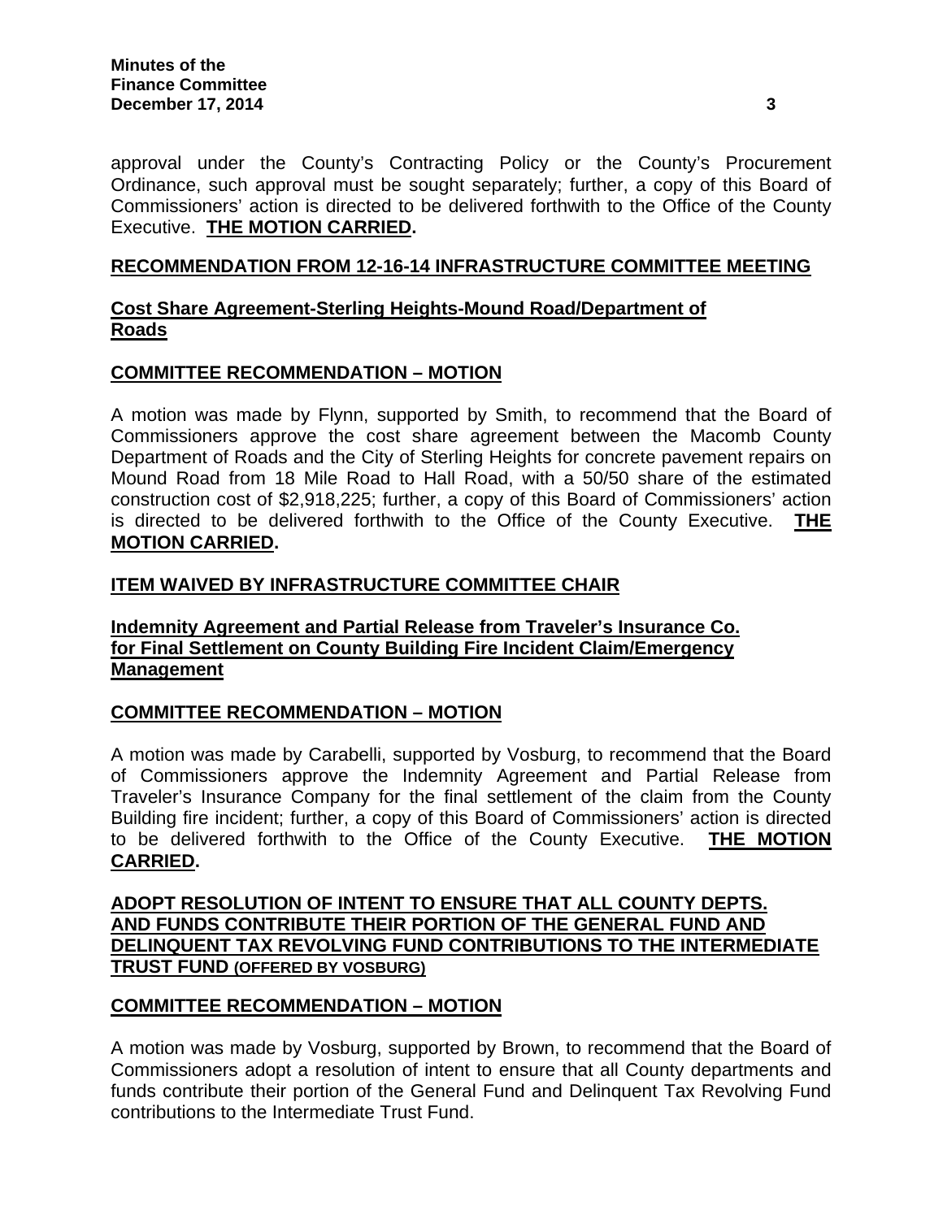approval under the County's Contracting Policy or the County's Procurement Ordinance, such approval must be sought separately; further, a copy of this Board of Commissioners' action is directed to be delivered forthwith to the Office of the County Executive. **THE MOTION CARRIED.**

**RECOMMENDATION FROM 12-16-14 INFRASTRUCTURE COMMITTEE MEETING**

**Cost Share Agreement-Sterling Heights-Mound Road/Department of Roads**

**COMMITTEE RECOMMENDATION – MOTION**

A motion was made by Flynn, supported by Smith, to recommend that the Board of Commissioners approve the cost share agreement between the Macomb County Department of Roads and the City of Sterling Heights for concrete pavement repairs on Mound Road from 18 Mile Road to Hall Road, with a 50/50 share of the estimated construction cost of $2,918,225; further, a copy of this Board of Commissioners' action is directed to be delivered forthwith to the Office of the County Executive. **THE MOTION CARRIED.**

**ITEM WAIVED BY INFRASTRUCTURE COMMITTEE CHAIR**

**Indemnity Agreement and Partial Release from Traveler's Insurance Co. for Final Settlement on County Building Fire Incident Claim/Emergency Management**

**COMMITTEE RECOMMENDATION – MOTION**

A motion was made by Carabelli, supported by Vosburg, to recommend that the Board of Commissioners approve the Indemnity Agreement and Partial Release from Traveler's Insurance Company for the final settlement of the claim from the County Building fire incident; further, a copy of this Board of Commissioners' action is directed to be delivered forthwith to the Office of the County Executive. **THE MOTION CARRIED.**

**ADOPT RESOLUTION OF INTENT TO ENSURE THAT ALL COUNTY DEPTS. AND FUNDS CONTRIBUTE THEIR PORTION OF THE GENERAL FUND AND DELINQUENT TAX REVOLVING FUND CONTRIBUTIONS TO THE INTERMEDIATE TRUST FUND (OFFERED BY VOSBURG)**

**COMMITTEE RECOMMENDATION – MOTION**

A motion was made by Vosburg, supported by Brown, to recommend that the Board of Commissioners adopt a resolution of intent to ensure that all County departments and funds contribute their portion of the General Fund and Delinquent Tax Revolving Fund contributions to the Intermediate Trust Fund.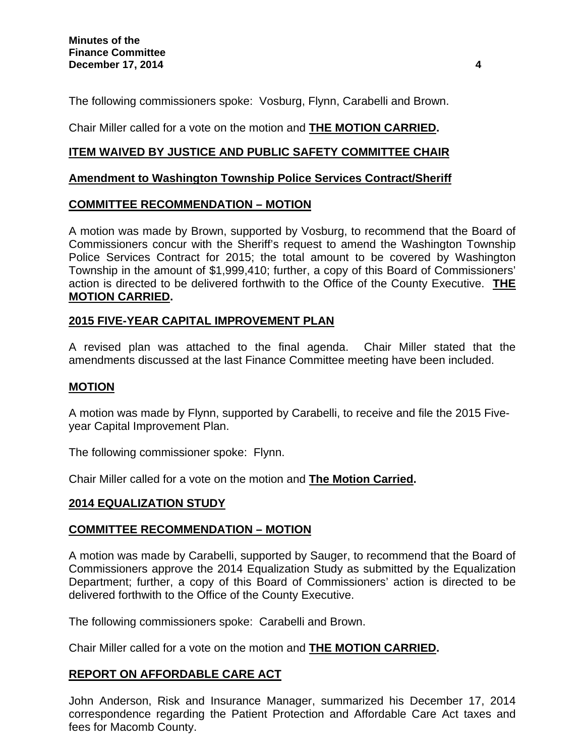The following commissioners spoke: Vosburg, Flynn, Carabelli and Brown.

Chair Miller called for a vote on the motion and **THE MOTION CARRIED.**

**ITEM WAIVED BY JUSTICE AND PUBLIC SAFETY COMMITTEE CHAIR**

**Amendment to Washington Township Police Services Contract/Sheriff**

**COMMITTEE RECOMMENDATION – MOTION**

A motion was made by Brown, supported by Vosburg, to recommend that the Board of Commissioners concur with the Sheriff's request to amend the Washington Township Police Services Contract for 2015; the total amount to be covered by Washington Township in the amount of $1,999,410; further, a copy of this Board of Commissioners' action is directed to be delivered forthwith to the Office of the County Executive. **THE MOTION CARRIED.**

**2015 FIVE-YEAR CAPITAL IMPROVEMENT PLAN**

A revised plan was attached to the final agenda. Chair Miller stated that the amendments discussed at the last Finance Committee meeting have been included.

**MOTION**

A motion was made by Flynn, supported by Carabelli, to receive and file the 2015 Five-year Capital Improvement Plan.

The following commissioner spoke: Flynn.

Chair Miller called for a vote on the motion and **The Motion Carried.**

**2014 EQUALIZATION STUDY**

**COMMITTEE RECOMMENDATION – MOTION**

A motion was made by Carabelli, supported by Sauger, to recommend that the Board of Commissioners approve the 2014 Equalization Study as submitted by the Equalization Department; further, a copy of this Board of Commissioners' action is directed to be delivered forthwith to the Office of the County Executive.

The following commissioners spoke: Carabelli and Brown.

Chair Miller called for a vote on the motion and **THE MOTION CARRIED.**

**REPORT ON AFFORDABLE CARE ACT**

John Anderson, Risk and Insurance Manager, summarized his December 17, 2014 correspondence regarding the Patient Protection and Affordable Care Act taxes and fees for Macomb County.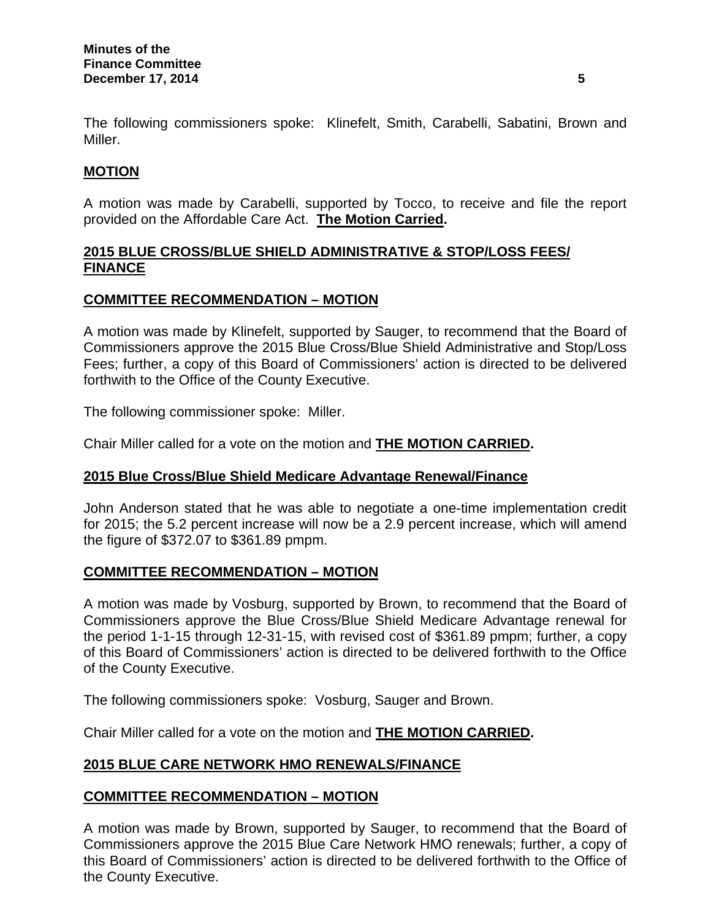The following commissioners spoke: Klinefelt, Smith, Carabelli, Sabatini, Brown and Miller.

**MOTION**

A motion was made by Carabelli, supported by Tocco, to receive and file the report provided on the Affordable Care Act. **The Motion Carried.**

**2015 BLUE CROSS/BLUE SHIELD ADMINISTRATIVE & STOP/LOSS FEES/ FINANCE**

**COMMITTEE RECOMMENDATION – MOTION**

A motion was made by Klinefelt, supported by Sauger, to recommend that the Board of Commissioners approve the 2015 Blue Cross/Blue Shield Administrative and Stop/Loss Fees; further, a copy of this Board of Commissioners' action is directed to be delivered forthwith to the Office of the County Executive.

The following commissioner spoke: Miller.

Chair Miller called for a vote on the motion and **THE MOTION CARRIED.**

**2015 Blue Cross/Blue Shield Medicare Advantage Renewal/Finance**

John Anderson stated that he was able to negotiate a one-time implementation credit for 2015; the 5.2 percent increase will now be a 2.9 percent increase, which will amend the figure of $372.07 to $361.89 pmpm.

**COMMITTEE RECOMMENDATION – MOTION**

A motion was made by Vosburg, supported by Brown, to recommend that the Board of Commissioners approve the Blue Cross/Blue Shield Medicare Advantage renewal for the period 1-1-15 through 12-31-15, with revised cost of $361.89 pmpm; further, a copy of this Board of Commissioners' action is directed to be delivered forthwith to the Office of the County Executive.

The following commissioners spoke: Vosburg, Sauger and Brown.

Chair Miller called for a vote on the motion and **THE MOTION CARRIED.**

**2015 BLUE CARE NETWORK HMO RENEWALS/FINANCE**

**COMMITTEE RECOMMENDATION – MOTION**

A motion was made by Brown, supported by Sauger, to recommend that the Board of Commissioners approve the 2015 Blue Care Network HMO renewals; further, a copy of this Board of Commissioners' action is directed to be delivered forthwith to the Office of the County Executive.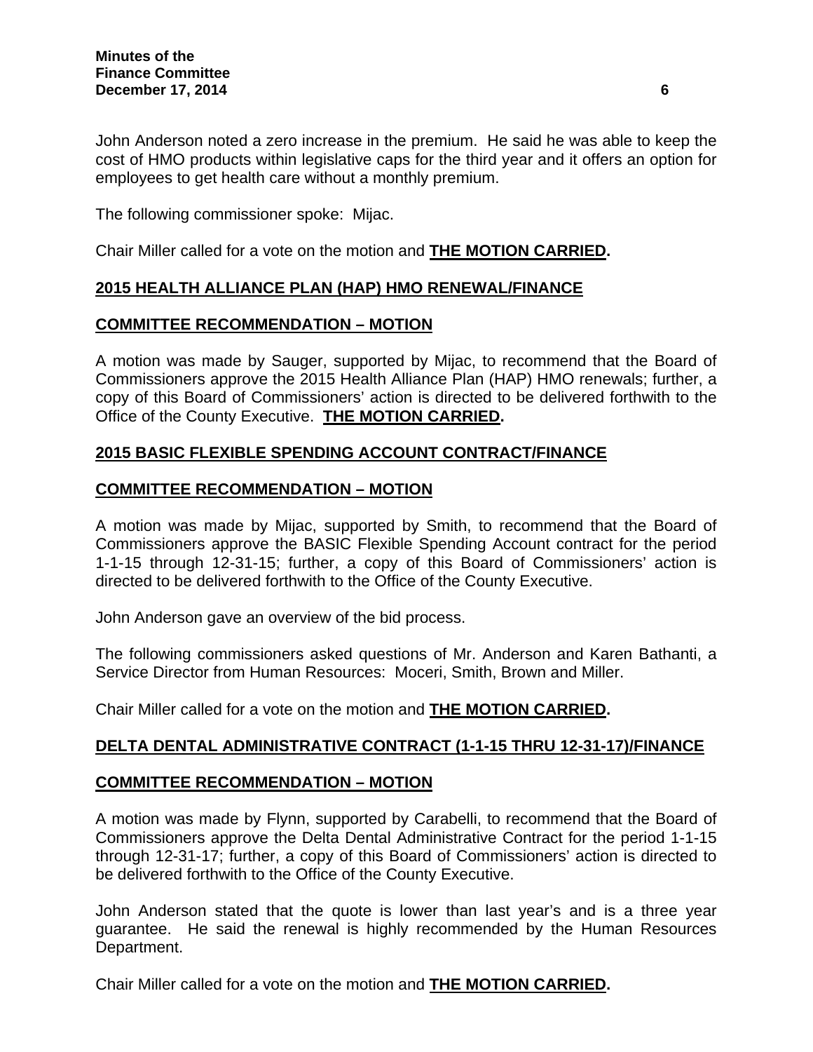John Anderson noted a zero increase in the premium. He said he was able to keep the cost of HMO products within legislative caps for the third year and it offers an option for employees to get health care without a monthly premium.

The following commissioner spoke: Mijac.

Chair Miller called for a vote on the motion and **THE MOTION CARRIED.**

## 2015 HEALTH ALLIANCE PLAN (HAP) HMO RENEWAL/FINANCE

### COMMITTEE RECOMMENDATION – MOTION

A motion was made by Sauger, supported by Mijac, to recommend that the Board of Commissioners approve the 2015 Health Alliance Plan (HAP) HMO renewals; further, a copy of this Board of Commissioners' action is directed to be delivered forthwith to the Office of the County Executive. **THE MOTION CARRIED.**

## 2015 BASIC FLEXIBLE SPENDING ACCOUNT CONTRACT/FINANCE

### COMMITTEE RECOMMENDATION – MOTION

A motion was made by Mijac, supported by Smith, to recommend that the Board of Commissioners approve the BASIC Flexible Spending Account contract for the period 1-1-15 through 12-31-15; further, a copy of this Board of Commissioners' action is directed to be delivered forthwith to the Office of the County Executive.

John Anderson gave an overview of the bid process.

The following commissioners asked questions of Mr. Anderson and Karen Bathanti, a Service Director from Human Resources: Moceri, Smith, Brown and Miller.

Chair Miller called for a vote on the motion and **THE MOTION CARRIED.**

## DELTA DENTAL ADMINISTRATIVE CONTRACT (1-1-15 THRU 12-31-17)/FINANCE

### COMMITTEE RECOMMENDATION – MOTION

A motion was made by Flynn, supported by Carabelli, to recommend that the Board of Commissioners approve the Delta Dental Administrative Contract for the period 1-1-15 through 12-31-17; further, a copy of this Board of Commissioners' action is directed to be delivered forthwith to the Office of the County Executive.

John Anderson stated that the quote is lower than last year's and is a three year guarantee. He said the renewal is highly recommended by the Human Resources Department.

Chair Miller called for a vote on the motion and **THE MOTION CARRIED.**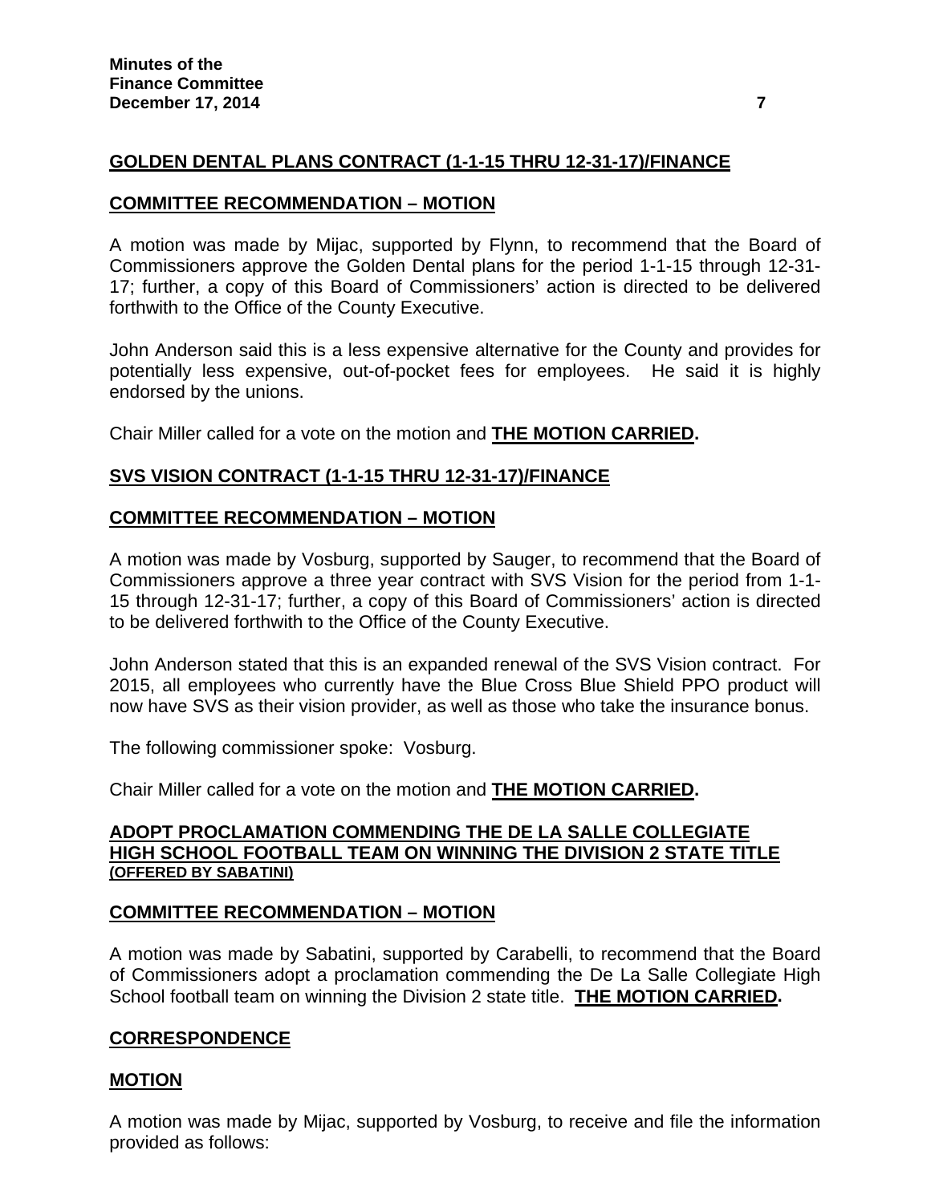## GOLDEN DENTAL PLANS CONTRACT (1-1-15 THRU 12-31-17)/FINANCE

### COMMITTEE RECOMMENDATION – MOTION

A motion was made by Mijac, supported by Flynn, to recommend that the Board of Commissioners approve the Golden Dental plans for the period 1-1-15 through 12-31-17; further, a copy of this Board of Commissioners' action is directed to be delivered forthwith to the Office of the County Executive.

John Anderson said this is a less expensive alternative for the County and provides for potentially less expensive, out-of-pocket fees for employees. He said it is highly endorsed by the unions.

Chair Miller called for a vote on the motion and **THE MOTION CARRIED.**

## SVS VISION CONTRACT (1-1-15 THRU 12-31-17)/FINANCE

### COMMITTEE RECOMMENDATION – MOTION

A motion was made by Vosburg, supported by Sauger, to recommend that the Board of Commissioners approve a three year contract with SVS Vision for the period from 1-1-15 through 12-31-17; further, a copy of this Board of Commissioners' action is directed to be delivered forthwith to the Office of the County Executive.

John Anderson stated that this is an expanded renewal of the SVS Vision contract. For 2015, all employees who currently have the Blue Cross Blue Shield PPO product will now have SVS as their vision provider, as well as those who take the insurance bonus.

The following commissioner spoke: Vosburg.

Chair Miller called for a vote on the motion and **THE MOTION CARRIED.**

## ADOPT PROCLAMATION COMMENDING THE DE LA SALLE COLLEGIATE HIGH SCHOOL FOOTBALL TEAM ON WINNING THE DIVISION 2 STATE TITLE (OFFERED BY SABATINI)

### COMMITTEE RECOMMENDATION – MOTION

A motion was made by Sabatini, supported by Carabelli, to recommend that the Board of Commissioners adopt a proclamation commending the De La Salle Collegiate High School football team on winning the Division 2 state title. **THE MOTION CARRIED.**

## CORRESPONDENCE

### MOTION

A motion was made by Mijac, supported by Vosburg, to receive and file the information provided as follows: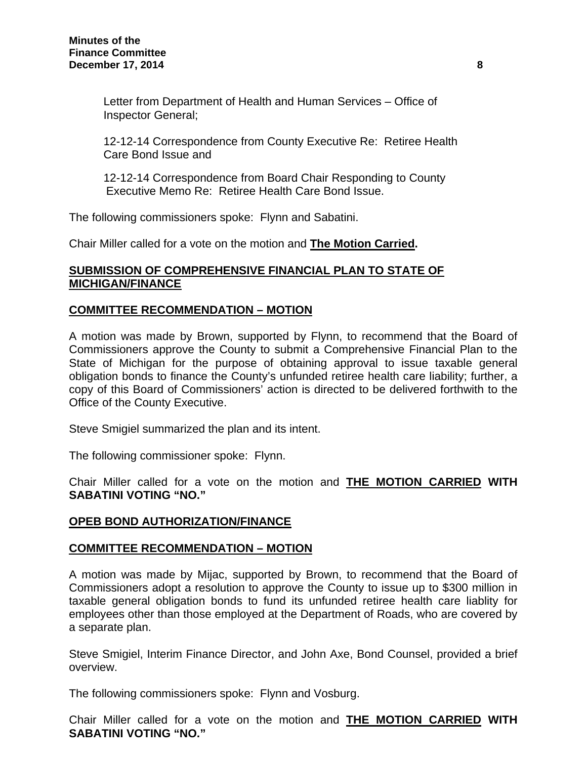Letter from Department of Health and Human Services – Office of Inspector General;

12-12-14 Correspondence from County Executive Re: Retiree Health Care Bond Issue and

12-12-14 Correspondence from Board Chair Responding to County Executive Memo Re: Retiree Health Care Bond Issue.

The following commissioners spoke: Flynn and Sabatini.

Chair Miller called for a vote on the motion and **The Motion Carried.**

**SUBMISSION OF COMPREHENSIVE FINANCIAL PLAN TO STATE OF MICHIGAN/FINANCE**

**COMMITTEE RECOMMENDATION – MOTION**

A motion was made by Brown, supported by Flynn, to recommend that the Board of Commissioners approve the County to submit a Comprehensive Financial Plan to the State of Michigan for the purpose of obtaining approval to issue taxable general obligation bonds to finance the County's unfunded retiree health care liability; further, a copy of this Board of Commissioners' action is directed to be delivered forthwith to the Office of the County Executive.

Steve Smigiel summarized the plan and its intent.

The following commissioner spoke: Flynn.

Chair Miller called for a vote on the motion and **THE MOTION CARRIED WITH SABATINI VOTING "NO."**

**OPEB BOND AUTHORIZATION/FINANCE**

**COMMITTEE RECOMMENDATION – MOTION**

A motion was made by Mijac, supported by Brown, to recommend that the Board of Commissioners adopt a resolution to approve the County to issue up to $300 million in taxable general obligation bonds to fund its unfunded retiree health care liablity for employees other than those employed at the Department of Roads, who are covered by a separate plan.

Steve Smigiel, Interim Finance Director, and John Axe, Bond Counsel, provided a brief overview.

The following commissioners spoke: Flynn and Vosburg.

Chair Miller called for a vote on the motion and **THE MOTION CARRIED WITH SABATINI VOTING "NO."**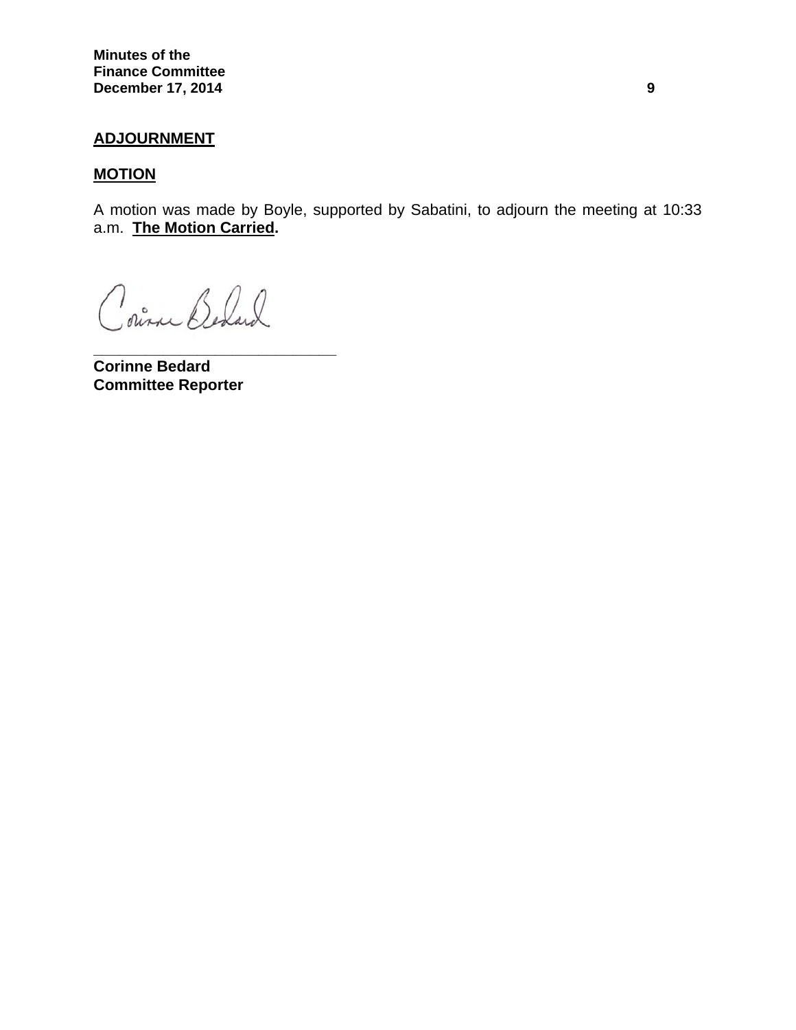**ADJOURNMENT**

**MOTION**

A motion was made by Boyle, supported by Sabatini, to adjourn the meeting at 10:33 a.m. **The Motion Carried.**

\_\_\_\_\_\_\_\_\_\_\_\_\_\_\_\_\_\_\_\_\_\_\_\_\_\_\_\_\_\_\_\_

**Corinne Bedard**
**Committee Reporter**